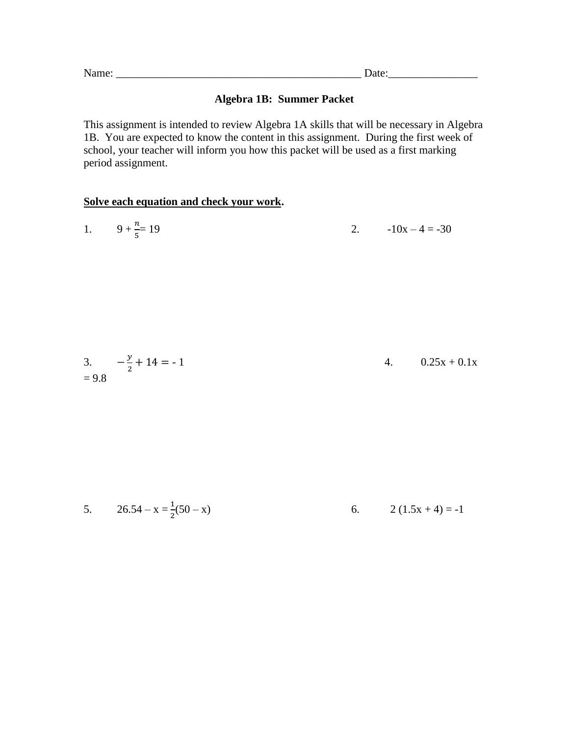Name: _____________________________________________ Date:________________

## Algebra 1B: Summer Packet

This assignment is intended to review Algebra 1A skills that will be necessary in Algebra 1B. You are expected to know the content in this assignment. During the first week of school, your teacher will inform you how this packet will be used as a first marking period assignment.

**Solve each equation and check your work.**

1. $9 + \frac{n}{5} = 19$

2. $-10x - 4 = -30$

3. $-\frac{y}{2} + 14 = -1$

4. $0.25x + 0.1x = 9.8$

5. $26.54 - x = \frac{1}{2}(50 - x)$

6. $2(1.5x + 4) = -1$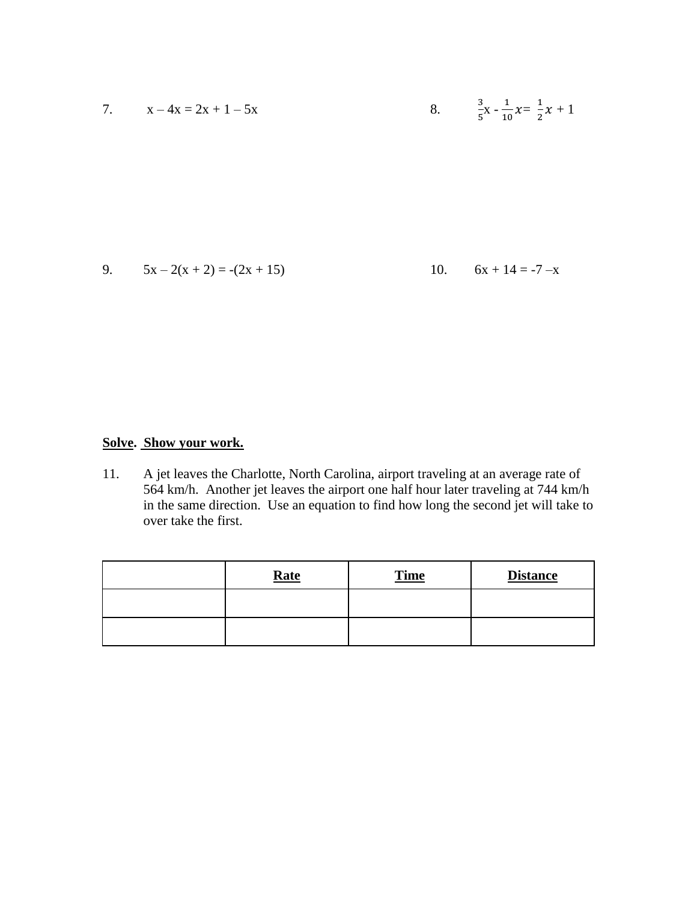7. $x - 4x = 2x + 1 - 5x$

8. $\frac{3}{5}x - \frac{1}{10}x = \frac{1}{2}x + 1$

9. $5x - 2(x + 2) = -(2x + 15)$

10. $6x + 14 = -7 - x$

**Solve. Show your work.**

11. A jet leaves the Charlotte, North Carolina, airport traveling at an average rate of 564 km/h. Another jet leaves the airport one half hour later traveling at 744 km/h in the same direction. Use an equation to find how long the second jet will take to over take the first.

| | **Rate** | **Time** | **Distance** |
|---|---|---|---|
| | | | |
| | | | |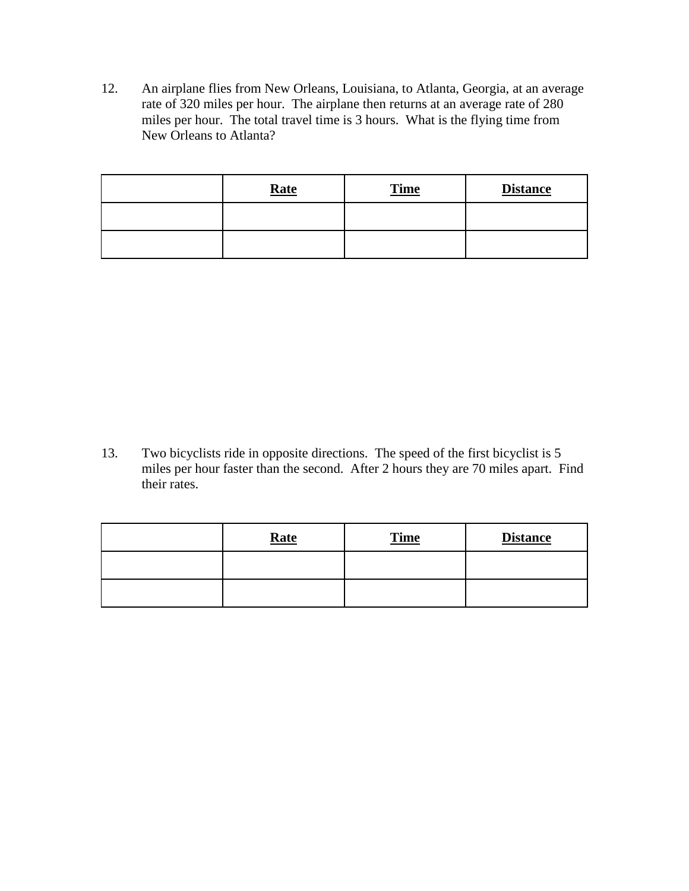12. An airplane flies from New Orleans, Louisiana, to Atlanta, Georgia, at an average rate of 320 miles per hour. The airplane then returns at an average rate of 280 miles per hour. The total travel time is 3 hours. What is the flying time from New Orleans to Atlanta?

| | **Rate** | **Time** | **Distance** |
|---|---|---|---|
| | | | |
| | | | |

13. Two bicyclists ride in opposite directions. The speed of the first bicyclist is 5 miles per hour faster than the second. After 2 hours they are 70 miles apart. Find their rates.

| | **Rate** | **Time** | **Distance** |
|---|---|---|---|
| | | | |
| | | | |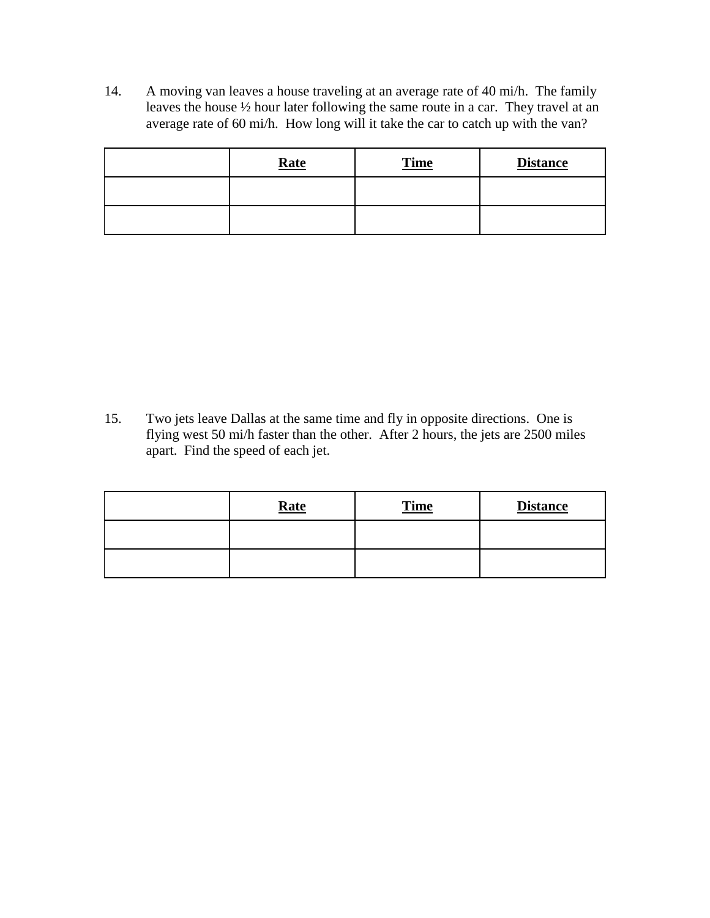14. A moving van leaves a house traveling at an average rate of 40 mi/h. The family leaves the house ½ hour later following the same route in a car. They travel at an average rate of 60 mi/h. How long will it take the car to catch up with the van?

| | **Rate** | **Time** | **Distance** |
|---|---|---|---|
| | | | |
| | | | |

15. Two jets leave Dallas at the same time and fly in opposite directions. One is flying west 50 mi/h faster than the other. After 2 hours, the jets are 2500 miles apart. Find the speed of each jet.

| | **Rate** | **Time** | **Distance** |
|---|---|---|---|
| | | | |
| | | | |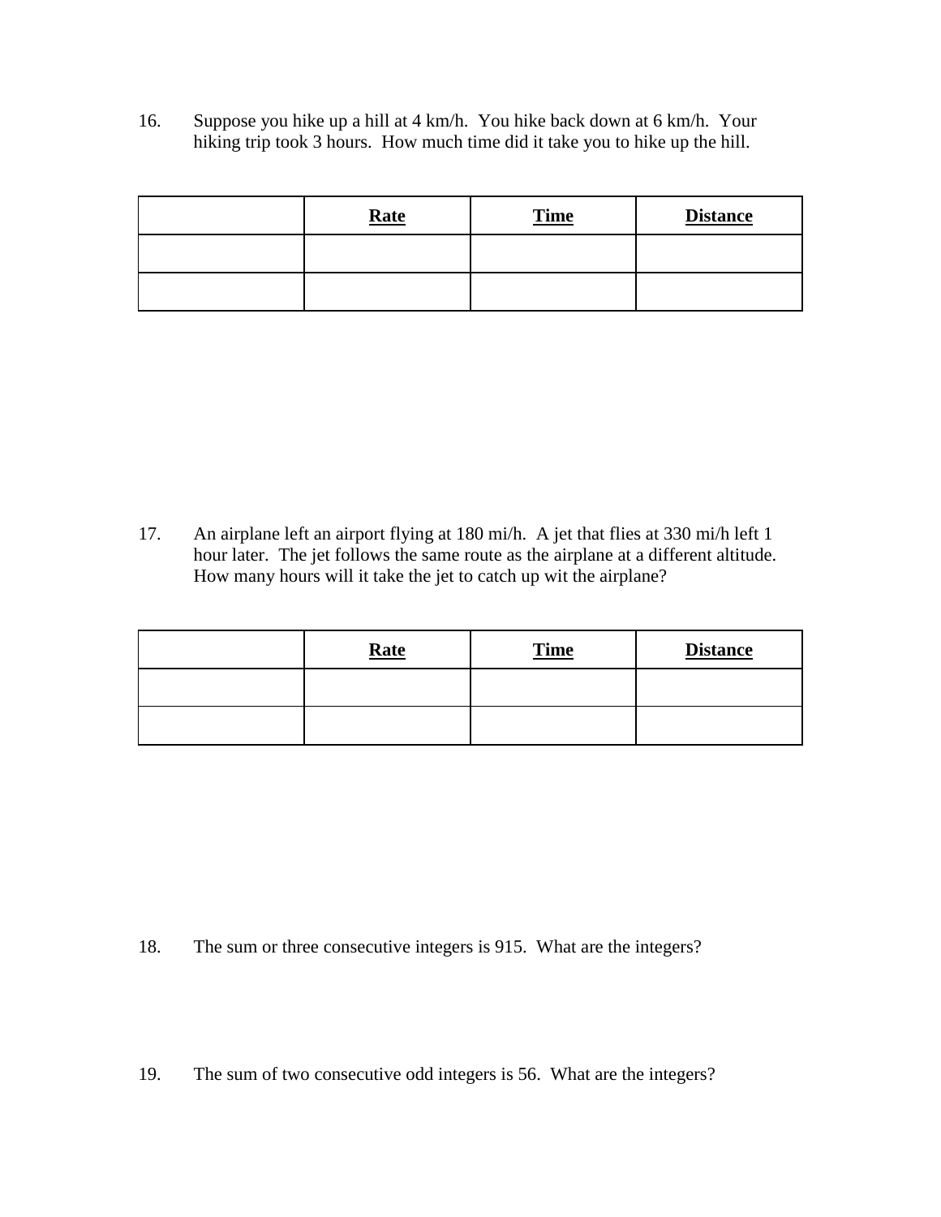16. Suppose you hike up a hill at 4 km/h. You hike back down at 6 km/h. Your hiking trip took 3 hours. How much time did it take you to hike up the hill.

| | **Rate** | **Time** | **Distance** |
|---|---|---|---|
| | | | |
| | | | |

17. An airplane left an airport flying at 180 mi/h. A jet that flies at 330 mi/h left 1 hour later. The jet follows the same route as the airplane at a different altitude. How many hours will it take the jet to catch up wit the airplane?

| | **Rate** | **Time** | **Distance** |
|---|---|---|---|
| | | | |
| | | | |

18. The sum or three consecutive integers is 915. What are the integers?

19. The sum of two consecutive odd integers is 56. What are the integers?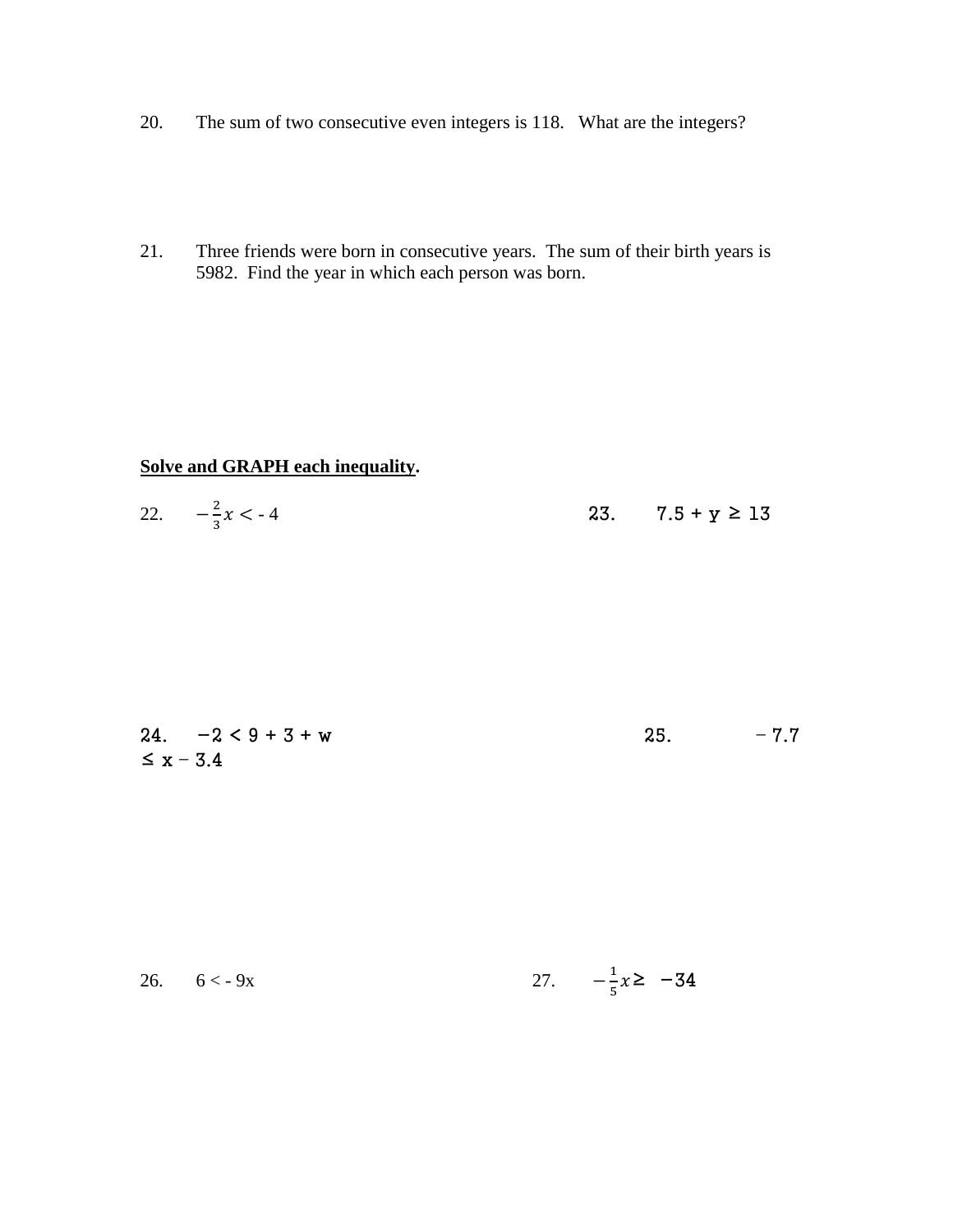20. The sum of two consecutive even integers is 118. What are the integers?

21. Three friends were born in consecutive years. The sum of their birth years is 5982. Find the year in which each person was born.

**<u>Solve and GRAPH each inequality</u>.**

22. $-\frac{2}{3}x < -4$

23. $7.5 + y \geq 13$

24. $-2 < 9 + 3 + w$

25. $-7.7 \leq x - 3.4$

26. $6 < -9x$

27. $-\frac{1}{5}x \geq -34$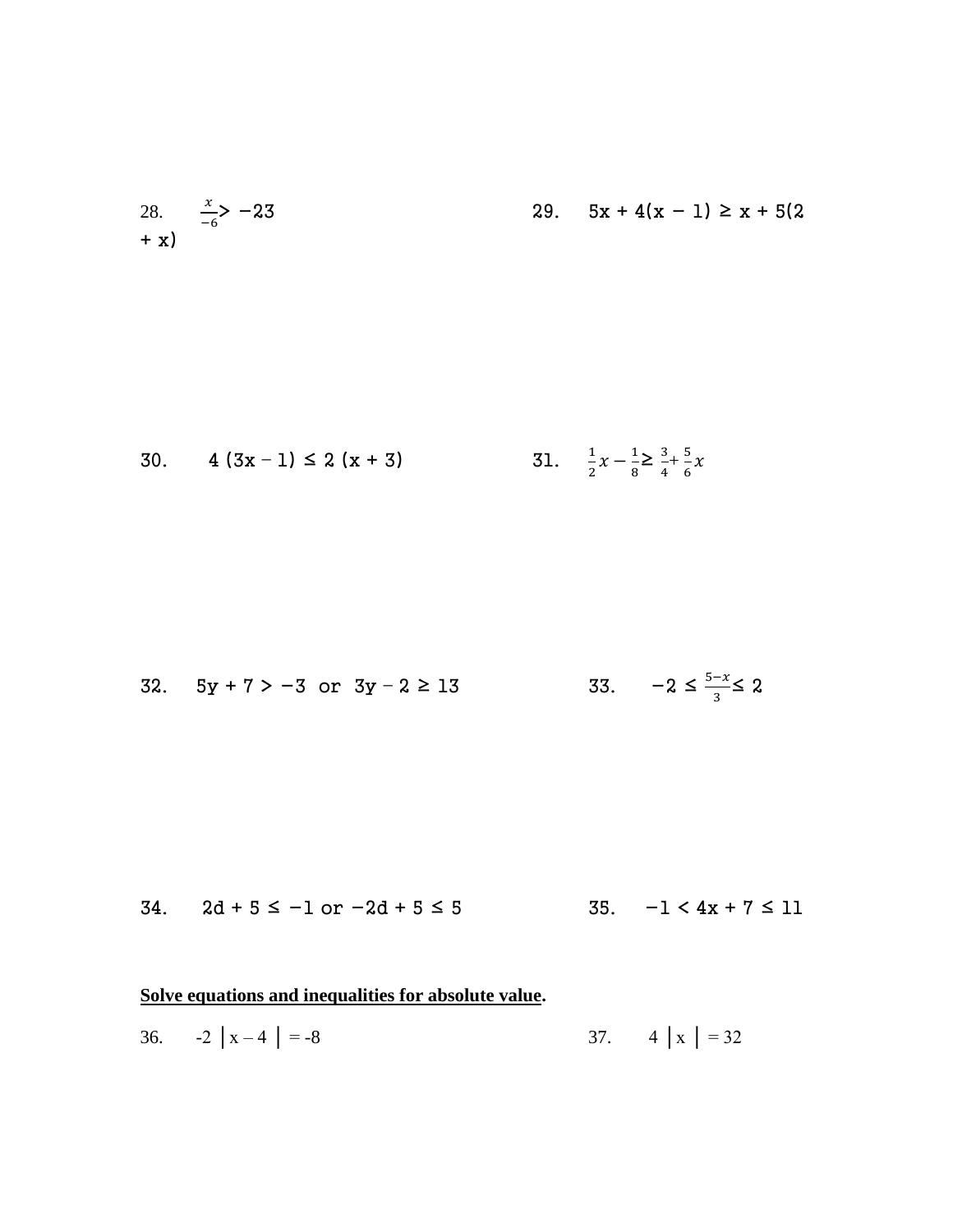28. $\frac{x}{-6} > -23$

29. $5x + 4(x - 1) \geq x + 5(2 + x)$

30. $4(3x - 1) \leq 2(x + 3)$

31. $\frac{1}{2}x - \frac{1}{8} \geq \frac{3}{4} + \frac{5}{6}x$

32. $5y + 7 > -3$ or $3y - 2 \geq 13$

33. $-2 \leq \frac{5-x}{3} \leq 2$

34. $2d + 5 \leq -1$ or $-2d + 5 \leq 5$

35. $-1 < 4x + 7 \leq 11$

**Solve equations and inequalities for absolute value.**

36. $-2|x - 4| = -8$

37. $4|x| = 32$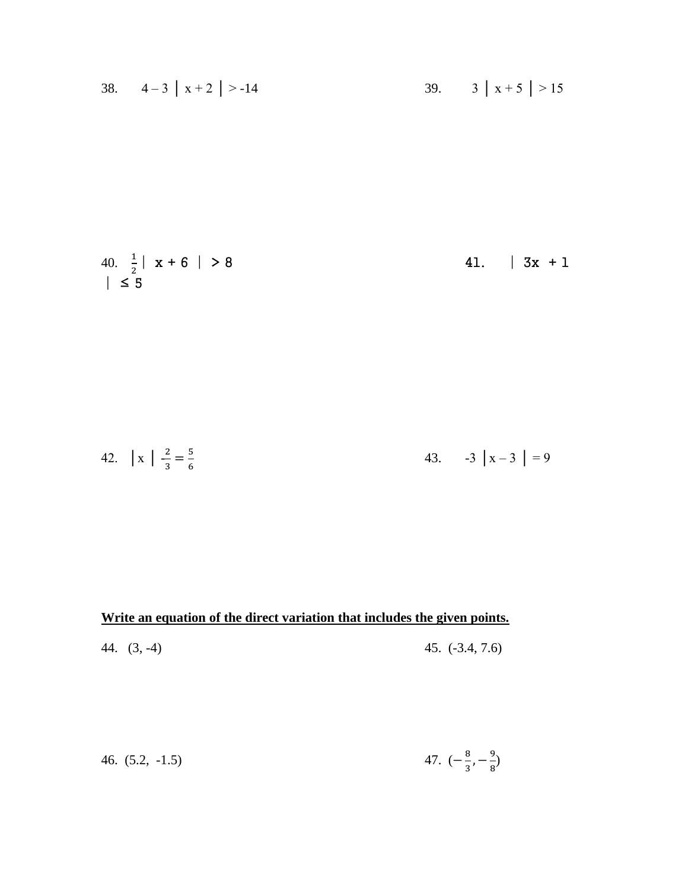38. $4 - 3|x + 2| > -14$

39. $3|x + 5| > 15$

40. $\frac{1}{2}|x + 6| > 8$

41. $|3x + 1| \leq 5$

42. $|x| - \frac{2}{3} = \frac{5}{6}$

43. $-3|x - 3| = 9$

**Write an equation of the direct variation that includes the given points.**

44. (3, -4)

45. (-3.4, 7.6)

46. (5.2, -1.5)

47. $(-\frac{8}{3}, -\frac{9}{8})$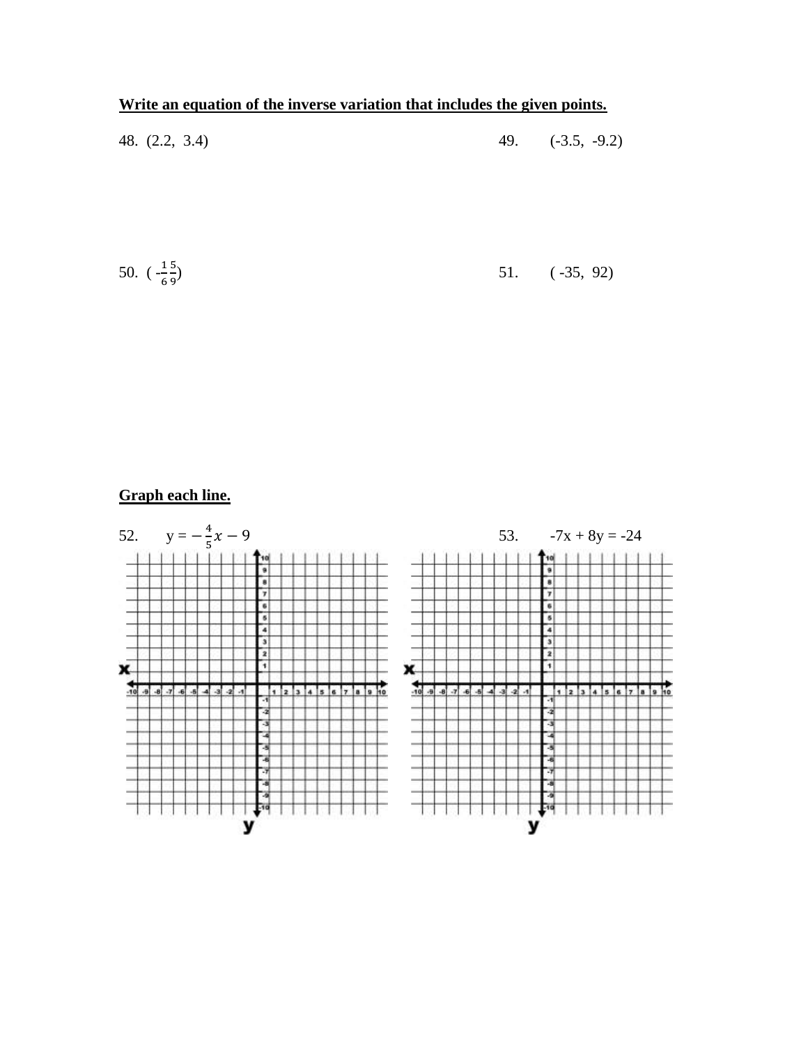**Write an equation of the inverse variation that includes the given points.**

48. (2.2, 3.4)

49. (-3.5, -9.2)

50. $\left(-\frac{1}{6}\ \frac{5}{9}\right)$

51. ( -35, 92)

**Graph each line.**

52. $y = -\frac{4}{5}x - 9$

53. -7x + 8y = -24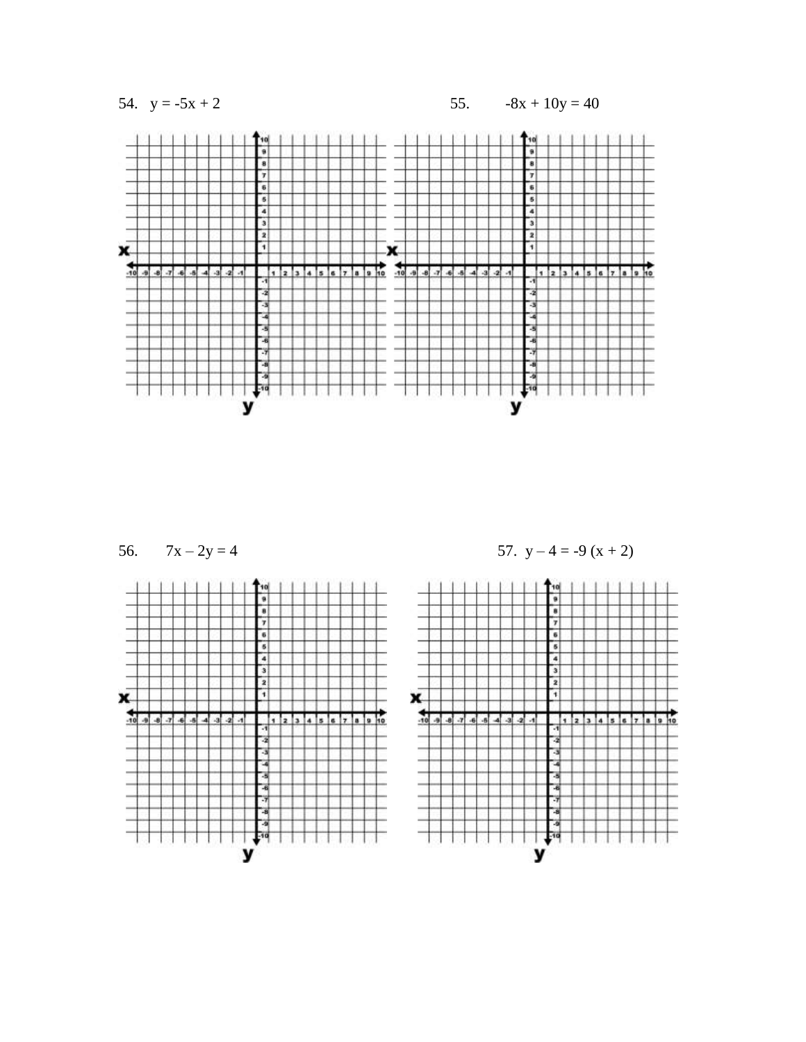54. $y = -5x + 2$

55. $-8x + 10y = 40$

56. $7x – 2y = 4$

57. $y – 4 = -9 (x + 2)$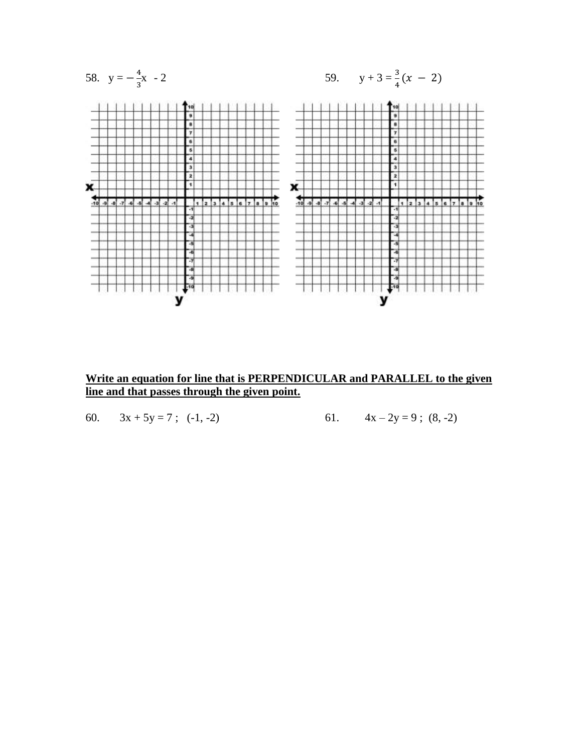58. $y = -\frac{4}{3}x - 2$

59. $y + 3 = \frac{3}{4}(x - 2)$

x
-10 -9 -8 -7 -6 -5 -4 -3 -2 -1 1 2 3 4 5 6 7 8 9 10
10 9 8 7 6 5 4 3 2 1 -1 -2 -3 -4 -5 -6 -7 -8 -9 -10
y

x
-10 -9 -8 -7 -6 -5 -4 -3 -2 -1 1 2 3 4 5 6 7 8 9 10
10 9 8 7 6 5 4 3 2 1 -1 -2 -3 -4 -5 -6 -7 -8 -9 -10
y

**Write an equation for line that is PERPENDICULAR and PARALLEL to the given line and that passes through the given point.**

60. $3x + 5y = 7$ ; $(-1, -2)$

61. $4x - 2y = 9$ ; $(8, -2)$